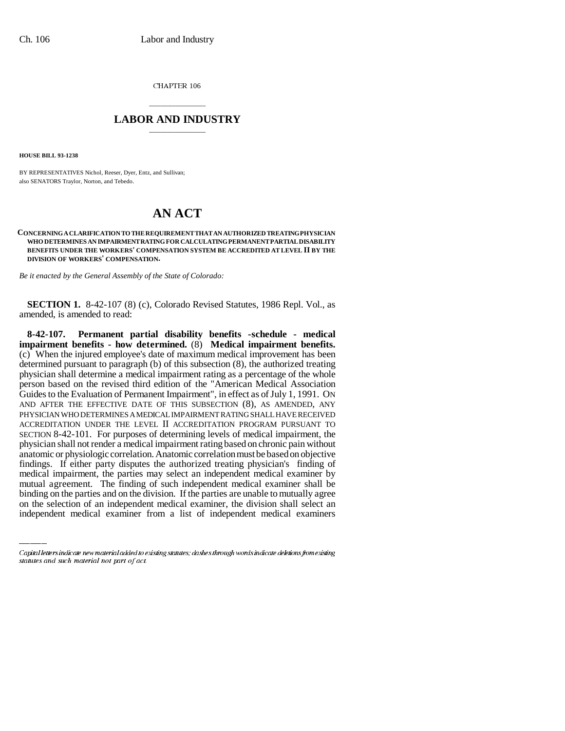CHAPTER 106

# LABOR AND INDUSTRY

**HOUSE BILL 93-1238**

BY REPRESENTATIVES Nichol, Reeser, Dyer, Entz, and Sullivan;
also SENATORS Traylor, Norton, and Tebedo.

# AN ACT

**CONCERNING A CLARIFICATION TO THE REQUIREMENT THAT AN AUTHORIZED TREATING PHYSICIAN WHO DETERMINES AN IMPAIRMENT RATING FOR CALCULATING PERMANENT PARTIAL DISABILITY BENEFITS UNDER THE WORKERS' COMPENSATION SYSTEM BE ACCREDITED AT LEVEL II BY THE DIVISION OF WORKERS' COMPENSATION.**

*Be it enacted by the General Assembly of the State of Colorado:*

**SECTION 1.** 8-42-107 (8) (c), Colorado Revised Statutes, 1986 Repl. Vol., as amended, is amended to read:

**8-42-107. Permanent partial disability benefits -schedule - medical impairment benefits - how determined.** (8) **Medical impairment benefits.** (c) When the injured employee's date of maximum medical improvement has been determined pursuant to paragraph (b) of this subsection (8), the authorized treating physician shall determine a medical impairment rating as a percentage of the whole person based on the revised third edition of the "American Medical Association Guides to the Evaluation of Permanent Impairment", in effect as of July 1, 1991. ON AND AFTER THE EFFECTIVE DATE OF THIS SUBSECTION (8), AS AMENDED, ANY PHYSICIAN WHO DETERMINES A MEDICAL IMPAIRMENT RATING SHALL HAVE RECEIVED ACCREDITATION UNDER THE LEVEL II ACCREDITATION PROGRAM PURSUANT TO SECTION 8-42-101. For purposes of determining levels of medical impairment, the physician shall not render a medical impairment rating based on chronic pain without anatomic or physiologic correlation. Anatomic correlation must be based on objective findings. If either party disputes the authorized treating physician's finding of medical impairment, the parties may select an independent medical examiner by mutual agreement. The finding of such independent medical examiner shall be binding on the parties and on the division. If the parties are unable to mutually agree on the selection of an independent medical examiner, the division shall select an independent medical examiner from a list of independent medical examiners

Capital letters indicate new material added to existing statutes; dashes through words indicate deletions from existing statutes and such material not part of act.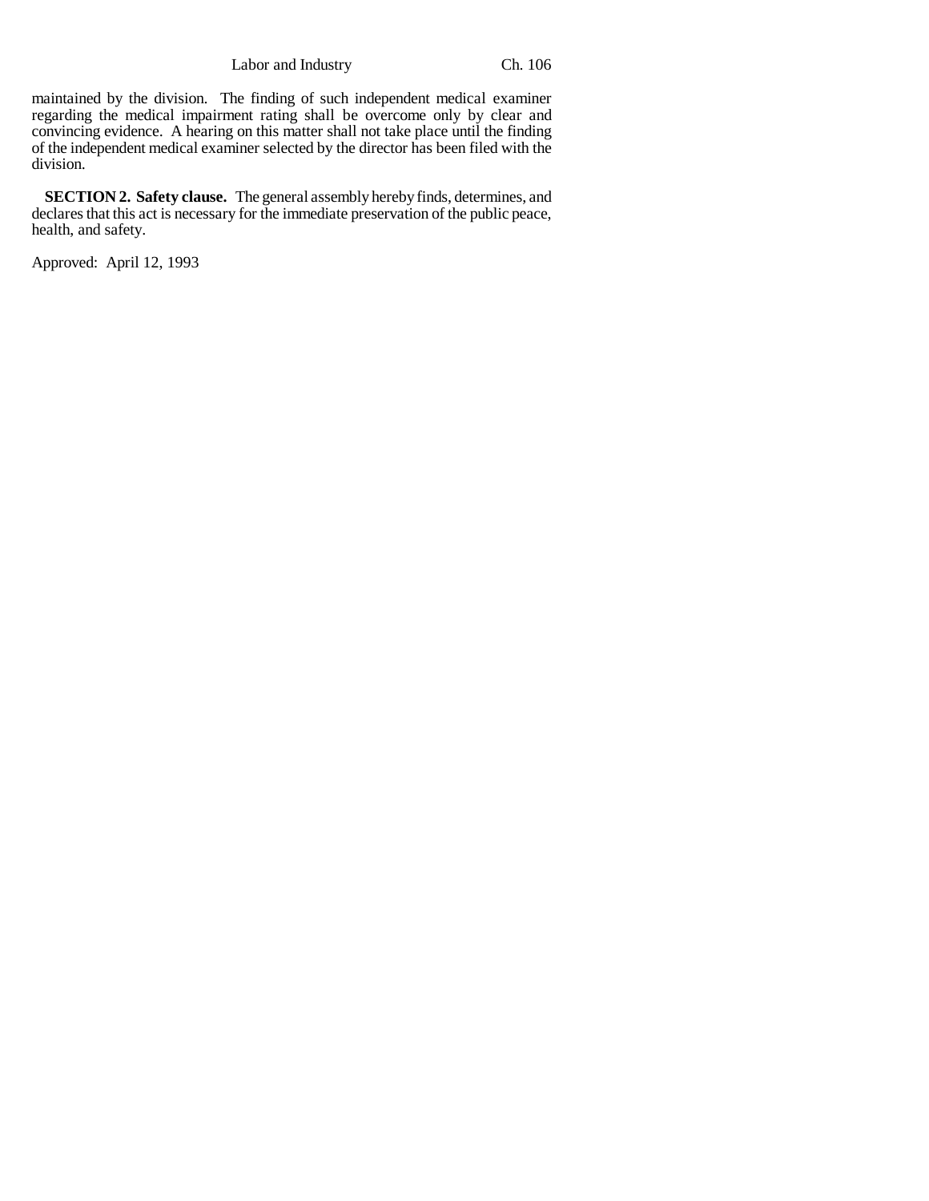maintained by the division. The finding of such independent medical examiner regarding the medical impairment rating shall be overcome only by clear and convincing evidence. A hearing on this matter shall not take place until the finding of the independent medical examiner selected by the director has been filed with the division.

**SECTION 2. Safety clause.** The general assembly hereby finds, determines, and declares that this act is necessary for the immediate preservation of the public peace, health, and safety.

Approved: April 12, 1993